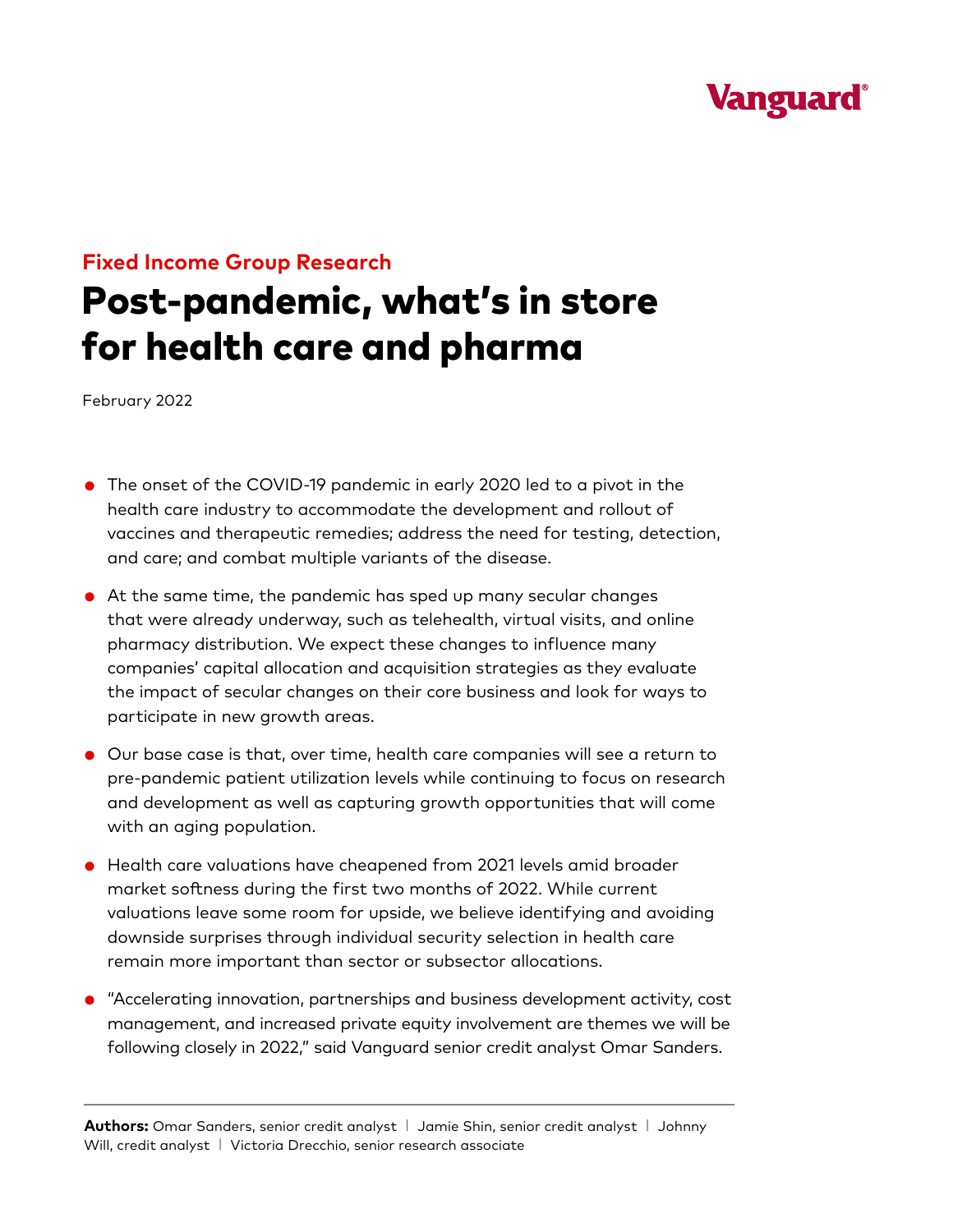Vanguard

**Fixed Income Group Research**

# Post-pandemic, what's in store for health care and pharma

February 2022

- The onset of the COVID-19 pandemic in early 2020 led to a pivot in the health care industry to accommodate the development and rollout of vaccines and therapeutic remedies; address the need for testing, detection, and care; and combat multiple variants of the disease.
- At the same time, the pandemic has sped up many secular changes that were already underway, such as telehealth, virtual visits, and online pharmacy distribution. We expect these changes to influence many companies' capital allocation and acquisition strategies as they evaluate the impact of secular changes on their core business and look for ways to participate in new growth areas.
- Our base case is that, over time, health care companies will see a return to pre-pandemic patient utilization levels while continuing to focus on research and development as well as capturing growth opportunities that will come with an aging population.
- Health care valuations have cheapened from 2021 levels amid broader market softness during the first two months of 2022. While current valuations leave some room for upside, we believe identifying and avoiding downside surprises through individual security selection in health care remain more important than sector or subsector allocations.
- "Accelerating innovation, partnerships and business development activity, cost management, and increased private equity involvement are themes we will be following closely in 2022," said Vanguard senior credit analyst Omar Sanders.

---

**Authors:** Omar Sanders, senior credit analyst | Jamie Shin, senior credit analyst | Johnny Will, credit analyst | Victoria Drecchio, senior research associate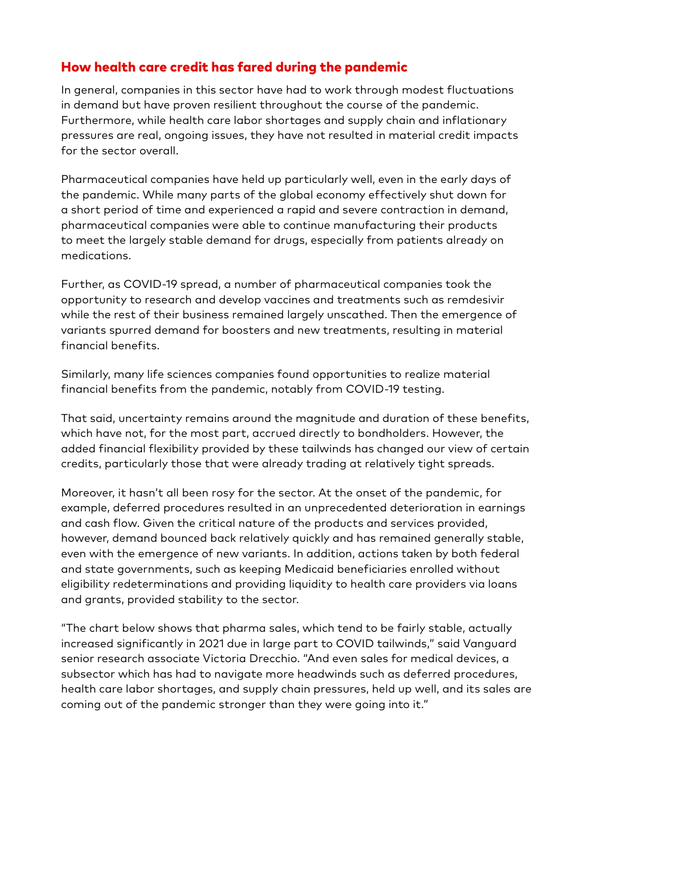## How health care credit has fared during the pandemic

In general, companies in this sector have had to work through modest fluctuations in demand but have proven resilient throughout the course of the pandemic. Furthermore, while health care labor shortages and supply chain and inflationary pressures are real, ongoing issues, they have not resulted in material credit impacts for the sector overall.

Pharmaceutical companies have held up particularly well, even in the early days of the pandemic. While many parts of the global economy effectively shut down for a short period of time and experienced a rapid and severe contraction in demand, pharmaceutical companies were able to continue manufacturing their products to meet the largely stable demand for drugs, especially from patients already on medications.

Further, as COVID-19 spread, a number of pharmaceutical companies took the opportunity to research and develop vaccines and treatments such as remdesivir while the rest of their business remained largely unscathed. Then the emergence of variants spurred demand for boosters and new treatments, resulting in material financial benefits.

Similarly, many life sciences companies found opportunities to realize material financial benefits from the pandemic, notably from COVID-19 testing.

That said, uncertainty remains around the magnitude and duration of these benefits, which have not, for the most part, accrued directly to bondholders. However, the added financial flexibility provided by these tailwinds has changed our view of certain credits, particularly those that were already trading at relatively tight spreads.

Moreover, it hasn't all been rosy for the sector. At the onset of the pandemic, for example, deferred procedures resulted in an unprecedented deterioration in earnings and cash flow. Given the critical nature of the products and services provided, however, demand bounced back relatively quickly and has remained generally stable, even with the emergence of new variants. In addition, actions taken by both federal and state governments, such as keeping Medicaid beneficiaries enrolled without eligibility redeterminations and providing liquidity to health care providers via loans and grants, provided stability to the sector.

"The chart below shows that pharma sales, which tend to be fairly stable, actually increased significantly in 2021 due in large part to COVID tailwinds," said Vanguard senior research associate Victoria Drecchio. "And even sales for medical devices, a subsector which has had to navigate more headwinds such as deferred procedures, health care labor shortages, and supply chain pressures, held up well, and its sales are coming out of the pandemic stronger than they were going into it."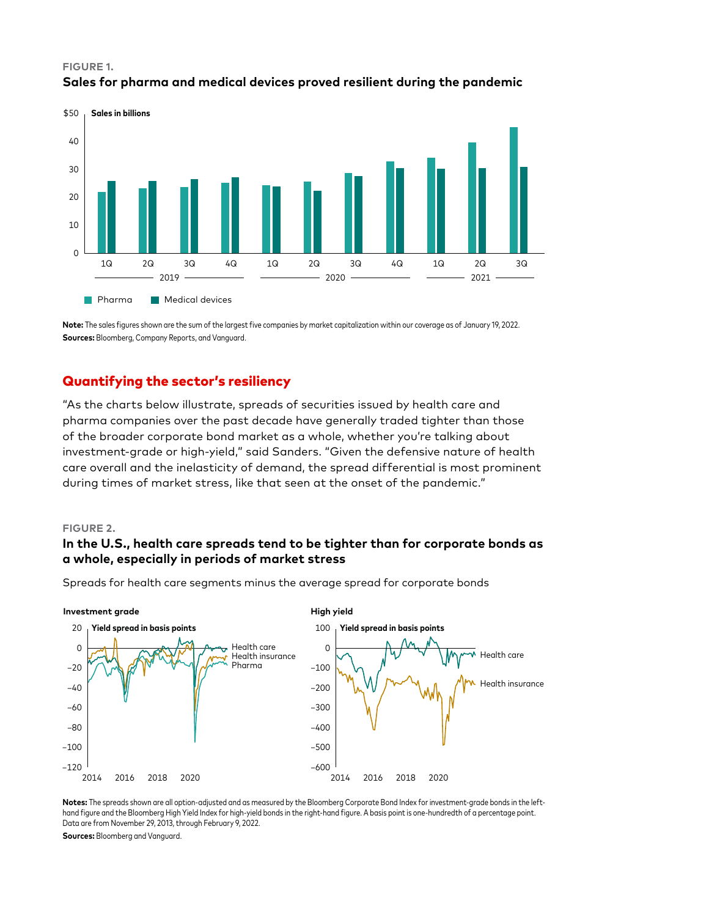**FIGURE 1.**

**Sales for pharma and medical devices proved resilient during the pandemic**

**Note:** The sales figures shown are the sum of the largest five companies by market capitalization within our coverage as of January 19, 2022.
**Sources:** Bloomberg, Company Reports, and Vanguard.

## Quantifying the sector's resiliency

"As the charts below illustrate, spreads of securities issued by health care and pharma companies over the past decade have generally traded tighter than those of the broader corporate bond market as a whole, whether you're talking about investment-grade or high-yield," said Sanders. "Given the defensive nature of health care overall and the inelasticity of demand, the spread differential is most prominent during times of market stress, like that seen at the onset of the pandemic."

**FIGURE 2.**

**In the U.S., health care spreads tend to be tighter than for corporate bonds as a whole, especially in periods of market stress**

Spreads for health care segments minus the average spread for corporate bonds

**Notes:** The spreads shown are all option-adjusted and as measured by the Bloomberg Corporate Bond Index for investment-grade bonds in the left-hand figure and the Bloomberg High Yield Index for high-yield bonds in the right-hand figure. A basis point is one-hundredth of a percentage point. Data are from November 29, 2013, through February 9, 2022.
**Sources:** Bloomberg and Vanguard.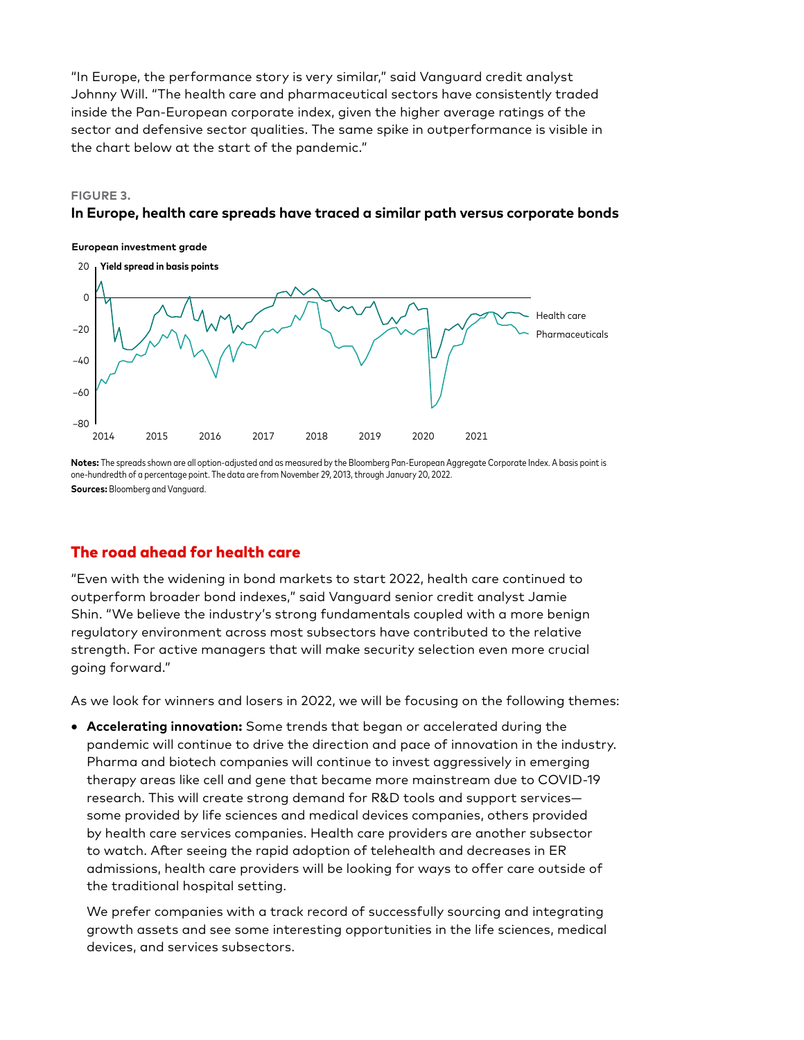"In Europe, the performance story is very similar," said Vanguard credit analyst Johnny Will. "The health care and pharmaceutical sectors have consistently traded inside the Pan-European corporate index, given the higher average ratings of the sector and defensive sector qualities. The same spike in outperformance is visible in the chart below at the start of the pandemic."

**FIGURE 3.**

**In Europe, health care spreads have traced a similar path versus corporate bonds**

**European investment grade**

**Yield spread in basis points**

**Notes:** The spreads shown are all option-adjusted and as measured by the Bloomberg Pan-European Aggregate Corporate Index. A basis point is one-hundredth of a percentage point. The data are from November 29, 2013, through January 20, 2022.

**Sources:** Bloomberg and Vanguard.

## The road ahead for health care

"Even with the widening in bond markets to start 2022, health care continued to outperform broader bond indexes," said Vanguard senior credit analyst Jamie Shin. "We believe the industry's strong fundamentals coupled with a more benign regulatory environment across most subsectors have contributed to the relative strength. For active managers that will make security selection even more crucial going forward."

As we look for winners and losers in 2022, we will be focusing on the following themes:

- **Accelerating innovation:** Some trends that began or accelerated during the pandemic will continue to drive the direction and pace of innovation in the industry. Pharma and biotech companies will continue to invest aggressively in emerging therapy areas like cell and gene that became more mainstream due to COVID-19 research. This will create strong demand for R&D tools and support services—some provided by life sciences and medical devices companies, others provided by health care services companies. Health care providers are another subsector to watch. After seeing the rapid adoption of telehealth and decreases in ER admissions, health care providers will be looking for ways to offer care outside of the traditional hospital setting.

  We prefer companies with a track record of successfully sourcing and integrating growth assets and see some interesting opportunities in the life sciences, medical devices, and services subsectors.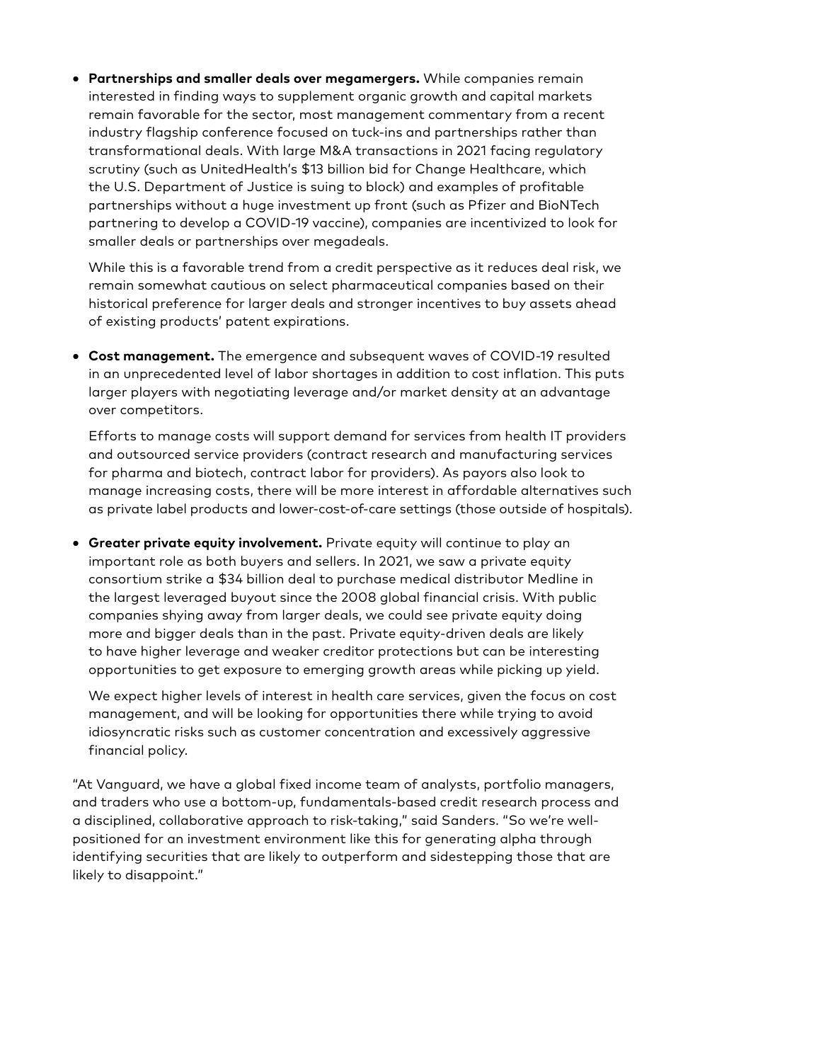- **Partnerships and smaller deals over megamergers.** While companies remain interested in finding ways to supplement organic growth and capital markets remain favorable for the sector, most management commentary from a recent industry flagship conference focused on tuck-ins and partnerships rather than transformational deals. With large M&A transactions in 2021 facing regulatory scrutiny (such as UnitedHealth's $13 billion bid for Change Healthcare, which the U.S. Department of Justice is suing to block) and examples of profitable partnerships without a huge investment up front (such as Pfizer and BioNTech partnering to develop a COVID-19 vaccine), companies are incentivized to look for smaller deals or partnerships over megadeals.

  While this is a favorable trend from a credit perspective as it reduces deal risk, we remain somewhat cautious on select pharmaceutical companies based on their historical preference for larger deals and stronger incentives to buy assets ahead of existing products' patent expirations.

- **Cost management.** The emergence and subsequent waves of COVID-19 resulted in an unprecedented level of labor shortages in addition to cost inflation. This puts larger players with negotiating leverage and/or market density at an advantage over competitors.

  Efforts to manage costs will support demand for services from health IT providers and outsourced service providers (contract research and manufacturing services for pharma and biotech, contract labor for providers). As payors also look to manage increasing costs, there will be more interest in affordable alternatives such as private label products and lower-cost-of-care settings (those outside of hospitals).

- **Greater private equity involvement.** Private equity will continue to play an important role as both buyers and sellers. In 2021, we saw a private equity consortium strike a $34 billion deal to purchase medical distributor Medline in the largest leveraged buyout since the 2008 global financial crisis. With public companies shying away from larger deals, we could see private equity doing more and bigger deals than in the past. Private equity-driven deals are likely to have higher leverage and weaker creditor protections but can be interesting opportunities to get exposure to emerging growth areas while picking up yield.

  We expect higher levels of interest in health care services, given the focus on cost management, and will be looking for opportunities there while trying to avoid idiosyncratic risks such as customer concentration and excessively aggressive financial policy.

"At Vanguard, we have a global fixed income team of analysts, portfolio managers, and traders who use a bottom-up, fundamentals-based credit research process and a disciplined, collaborative approach to risk-taking," said Sanders. "So we're well-positioned for an investment environment like this for generating alpha through identifying securities that are likely to outperform and sidestepping those that are likely to disappoint."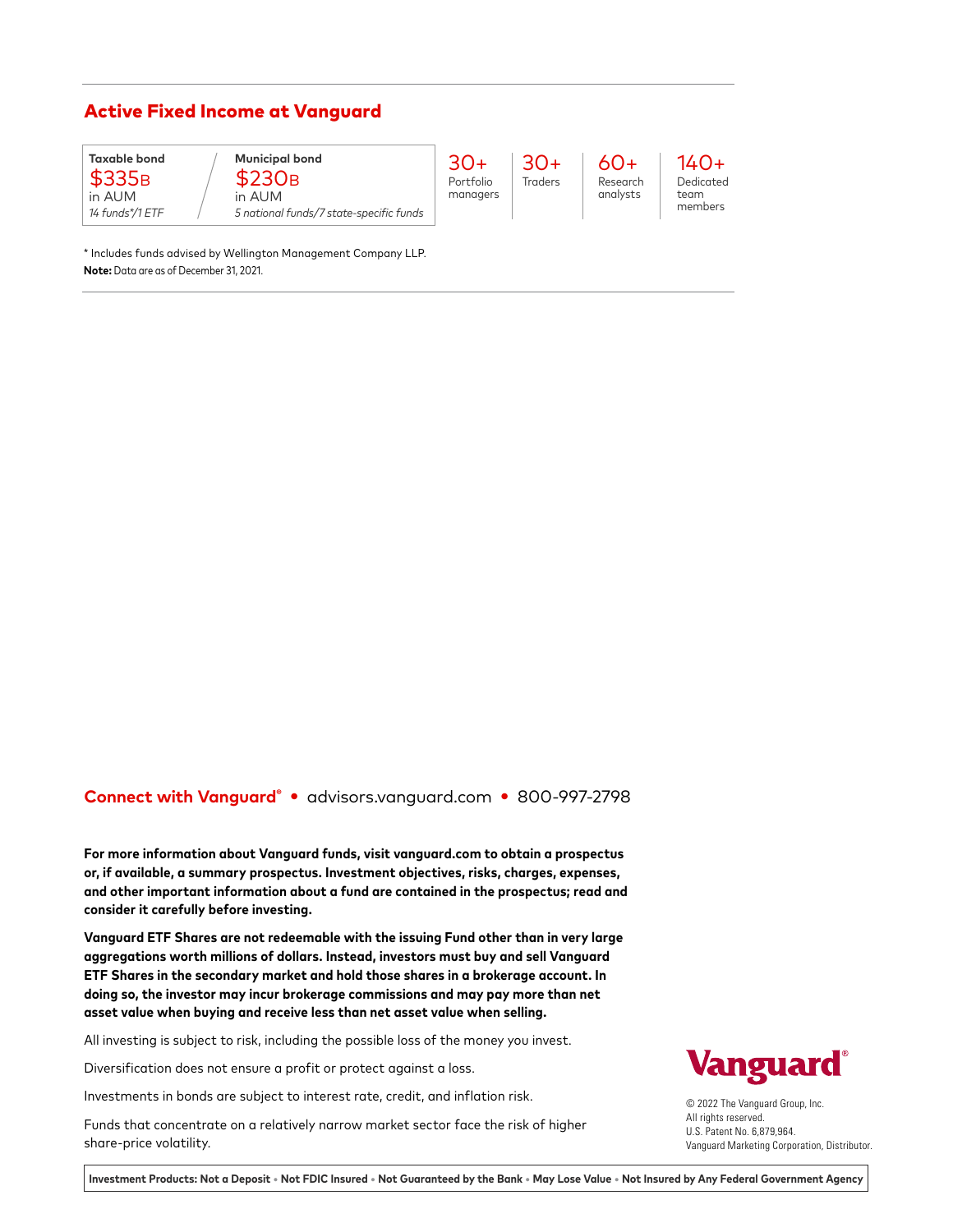## Active Fixed Income at Vanguard

| Taxable bond | Municipal bond | | | | |
|---|---|---|---|---|---|
| $335B in AUM | $230B in AUM | 30+ Portfolio managers | 30+ Traders | 60+ Research analysts | 140+ Dedicated team members |
| *14 funds*/1 ETF* | *5 national funds/7 state-specific funds* | | | | |

* Includes funds advised by Wellington Management Company LLP.

**Note:** Data are as of December 31, 2021.

**Connect with Vanguard®** • advisors.vanguard.com • 800-997-2798

**For more information about Vanguard funds, visit vanguard.com to obtain a prospectus or, if available, a summary prospectus. Investment objectives, risks, charges, expenses, and other important information about a fund are contained in the prospectus; read and consider it carefully before investing.**

**Vanguard ETF Shares are not redeemable with the issuing Fund other than in very large aggregations worth millions of dollars. Instead, investors must buy and sell Vanguard ETF Shares in the secondary market and hold those shares in a brokerage account. In doing so, the investor may incur brokerage commissions and may pay more than net asset value when buying and receive less than net asset value when selling.**

All investing is subject to risk, including the possible loss of the money you invest.

Diversification does not ensure a profit or protect against a loss.

Investments in bonds are subject to interest rate, credit, and inflation risk.

Funds that concentrate on a relatively narrow market sector face the risk of higher share-price volatility.

Vanguard®

© 2022 The Vanguard Group, Inc.
All rights reserved.
U.S. Patent No. 6,879,964.
Vanguard Marketing Corporation, Distributor.

**Investment Products: Not a Deposit • Not FDIC Insured • Not Guaranteed by the Bank • May Lose Value • Not Insured by Any Federal Government Agency**